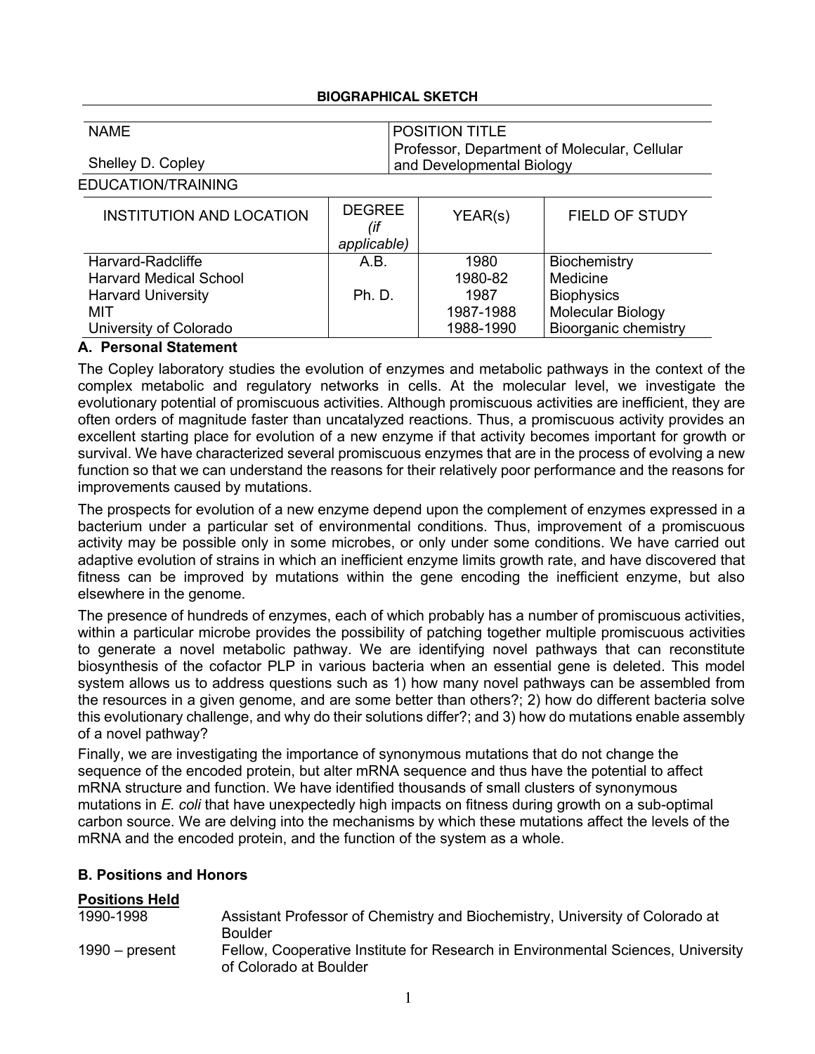**BIOGRAPHICAL SKETCH**

| NAME | POSITION TITLE |
|---|---|
| Shelley D. Copley | Professor, Department of Molecular, Cellular and Developmental Biology |

EDUCATION/TRAINING

| INSTITUTION AND LOCATION | DEGREE *(if applicable)* | YEAR(s) | FIELD OF STUDY |
|---|---|---|---|
| Harvard-Radcliffe | A.B. | 1980 | Biochemistry |
| Harvard Medical School | | 1980-82 | Medicine |
| Harvard University | Ph. D. | 1987 | Biophysics |
| MIT | | 1987-1988 | Molecular Biology |
| University of Colorado | | 1988-1990 | Bioorganic chemistry |

### A. Personal Statement

The Copley laboratory studies the evolution of enzymes and metabolic pathways in the context of the complex metabolic and regulatory networks in cells. At the molecular level, we investigate the evolutionary potential of promiscuous activities. Although promiscuous activities are inefficient, they are often orders of magnitude faster than uncatalyzed reactions. Thus, a promiscuous activity provides an excellent starting place for evolution of a new enzyme if that activity becomes important for growth or survival. We have characterized several promiscuous enzymes that are in the process of evolving a new function so that we can understand the reasons for their relatively poor performance and the reasons for improvements caused by mutations.

The prospects for evolution of a new enzyme depend upon the complement of enzymes expressed in a bacterium under a particular set of environmental conditions. Thus, improvement of a promiscuous activity may be possible only in some microbes, or only under some conditions. We have carried out adaptive evolution of strains in which an inefficient enzyme limits growth rate, and have discovered that fitness can be improved by mutations within the gene encoding the inefficient enzyme, but also elsewhere in the genome.

The presence of hundreds of enzymes, each of which probably has a number of promiscuous activities, within a particular microbe provides the possibility of patching together multiple promiscuous activities to generate a novel metabolic pathway. We are identifying novel pathways that can reconstitute biosynthesis of the cofactor PLP in various bacteria when an essential gene is deleted. This model system allows us to address questions such as 1) how many novel pathways can be assembled from the resources in a given genome, and are some better than others?; 2) how do different bacteria solve this evolutionary challenge, and why do their solutions differ?; and 3) how do mutations enable assembly of a novel pathway?

Finally, we are investigating the importance of synonymous mutations that do not change the sequence of the encoded protein, but alter mRNA sequence and thus have the potential to affect mRNA structure and function. We have identified thousands of small clusters of synonymous mutations in *E. coli* that have unexpectedly high impacts on fitness during growth on a sub-optimal carbon source. We are delving into the mechanisms by which these mutations affect the levels of the mRNA and the encoded protein, and the function of the system as a whole.

### B. Positions and Honors

**Positions Held**

| | |
|---|---|
| 1990-1998 | Assistant Professor of Chemistry and Biochemistry, University of Colorado at Boulder |
| 1990 – present | Fellow, Cooperative Institute for Research in Environmental Sciences, University of Colorado at Boulder |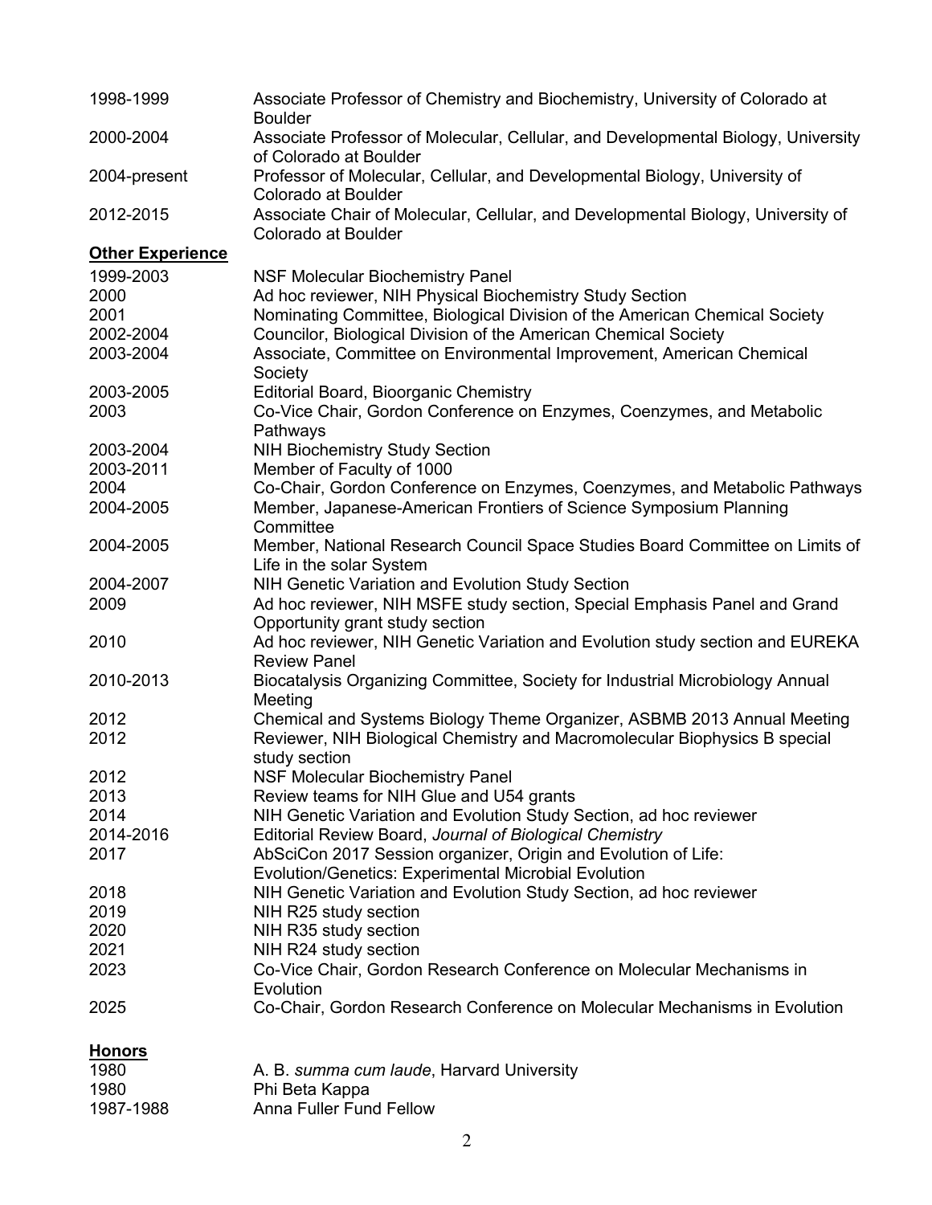| | |
|---|---|
| 1998-1999 | Associate Professor of Chemistry and Biochemistry, University of Colorado at Boulder |
| 2000-2004 | Associate Professor of Molecular, Cellular, and Developmental Biology, University of Colorado at Boulder |
| 2004-present | Professor of Molecular, Cellular, and Developmental Biology, University of Colorado at Boulder |
| 2012-2015 | Associate Chair of Molecular, Cellular, and Developmental Biology, University of Colorado at Boulder |

**Other Experience**

| | |
|---|---|
| 1999-2003 | NSF Molecular Biochemistry Panel |
| 2000 | Ad hoc reviewer, NIH Physical Biochemistry Study Section |
| 2001 | Nominating Committee, Biological Division of the American Chemical Society |
| 2002-2004 | Councilor, Biological Division of the American Chemical Society |
| 2003-2004 | Associate, Committee on Environmental Improvement, American Chemical Society |
| 2003-2005 | Editorial Board, Bioorganic Chemistry |
| 2003 | Co-Vice Chair, Gordon Conference on Enzymes, Coenzymes, and Metabolic Pathways |
| 2003-2004 | NIH Biochemistry Study Section |
| 2003-2011 | Member of Faculty of 1000 |
| 2004 | Co-Chair, Gordon Conference on Enzymes, Coenzymes, and Metabolic Pathways |
| 2004-2005 | Member, Japanese-American Frontiers of Science Symposium Planning Committee |
| 2004-2005 | Member, National Research Council Space Studies Board Committee on Limits of Life in the solar System |
| 2004-2007 | NIH Genetic Variation and Evolution Study Section |
| 2009 | Ad hoc reviewer, NIH MSFE study section, Special Emphasis Panel and Grand Opportunity grant study section |
| 2010 | Ad hoc reviewer, NIH Genetic Variation and Evolution study section and EUREKA Review Panel |
| 2010-2013 | Biocatalysis Organizing Committee, Society for Industrial Microbiology Annual Meeting |
| 2012 | Chemical and Systems Biology Theme Organizer, ASBMB 2013 Annual Meeting |
| 2012 | Reviewer, NIH Biological Chemistry and Macromolecular Biophysics B special study section |
| 2012 | NSF Molecular Biochemistry Panel |
| 2013 | Review teams for NIH Glue and U54 grants |
| 2014 | NIH Genetic Variation and Evolution Study Section, ad hoc reviewer |
| 2014-2016 | Editorial Review Board, *Journal of Biological Chemistry* |
| 2017 | AbSciCon 2017 Session organizer, Origin and Evolution of Life: Evolution/Genetics: Experimental Microbial Evolution |
| 2018 | NIH Genetic Variation and Evolution Study Section, ad hoc reviewer |
| 2019 | NIH R25 study section |
| 2020 | NIH R35 study section |
| 2021 | NIH R24 study section |
| 2023 | Co-Vice Chair, Gordon Research Conference on Molecular Mechanisms in Evolution |
| 2025 | Co-Chair, Gordon Research Conference on Molecular Mechanisms in Evolution |

**Honors**

| | |
|---|---|
| 1980 | A. B. *summa cum laude*, Harvard University |
| 1980 | Phi Beta Kappa |
| 1987-1988 | Anna Fuller Fund Fellow |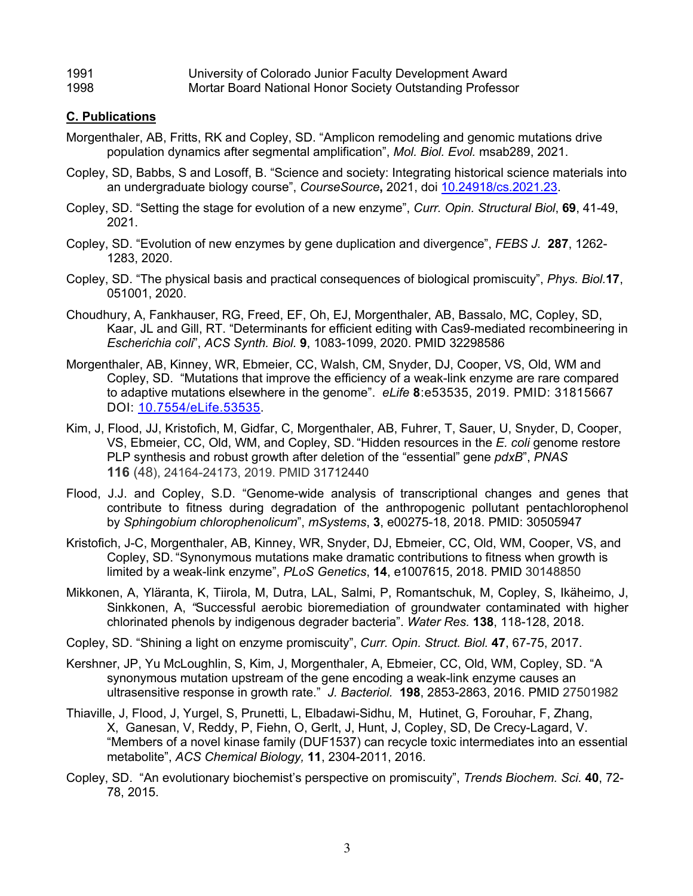1991 University of Colorado Junior Faculty Development Award

1998 Mortar Board National Honor Society Outstanding Professor

## C. Publications

Morgenthaler, AB, Fritts, RK and Copley, SD. "Amplicon remodeling and genomic mutations drive population dynamics after segmental amplification", *Mol. Biol. Evol.* msab289, 2021.

Copley, SD, Babbs, S and Losoff, B. "Science and society: Integrating historical science materials into an undergraduate biology course", *CourseSource*, 2021, doi 10.24918/cs.2021.23.

Copley, SD. "Setting the stage for evolution of a new enzyme", *Curr. Opin. Structural Biol*, **69**, 41-49, 2021.

Copley, SD. "Evolution of new enzymes by gene duplication and divergence", *FEBS J.* **287**, 1262-1283, 2020.

Copley, SD. "The physical basis and practical consequences of biological promiscuity", *Phys. Biol.* **17**, 051001, 2020.

Choudhury, A, Fankhauser, RG, Freed, EF, Oh, EJ, Morgenthaler, AB, Bassalo, MC, Copley, SD, Kaar, JL and Gill, RT. "Determinants for efficient editing with Cas9-mediated recombineering in *Escherichia coli*", *ACS Synth. Biol.* **9**, 1083-1099, 2020. PMID 32298586

Morgenthaler, AB, Kinney, WR, Ebmeier, CC, Walsh, CM, Snyder, DJ, Cooper, VS, Old, WM and Copley, SD. "Mutations that improve the efficiency of a weak-link enzyme are rare compared to adaptive mutations elsewhere in the genome". *eLife* **8**:e53535, 2019. PMID: 31815667 DOI: 10.7554/eLife.53535.

Kim, J, Flood, JJ, Kristofich, M, Gidfar, C, Morgenthaler, AB, Fuhrer, T, Sauer, U, Snyder, D, Cooper, VS, Ebmeier, CC, Old, WM, and Copley, SD. "Hidden resources in the *E. coli* genome restore PLP synthesis and robust growth after deletion of the "essential" gene *pdxB*", *PNAS* **116** (48), 24164-24173, 2019. PMID 31712440

Flood, J.J. and Copley, S.D. "Genome-wide analysis of transcriptional changes and genes that contribute to fitness during degradation of the anthropogenic pollutant pentachlorophenol by *Sphingobium chlorophenolicum*", *mSystems*, **3**, e00275-18, 2018. PMID: 30505947

Kristofich, J-C, Morgenthaler, AB, Kinney, WR, Snyder, DJ, Ebmeier, CC, Old, WM, Cooper, VS, and Copley, SD. "Synonymous mutations make dramatic contributions to fitness when growth is limited by a weak-link enzyme", *PLoS Genetics*, **14**, e1007615, 2018. PMID 30148850

Mikkonen, A, Yläranta, K, Tiirola, M, Dutra, LAL, Salmi, P, Romantschuk, M, Copley, S, Ikäheimo, J, Sinkkonen, A, "Successful aerobic bioremediation of groundwater contaminated with higher chlorinated phenols by indigenous degrader bacteria". *Water Res.* **138**, 118-128, 2018.

Copley, SD. "Shining a light on enzyme promiscuity", *Curr. Opin. Struct. Biol.* **47**, 67-75, 2017.

Kershner, JP, Yu McLoughlin, S, Kim, J, Morgenthaler, A, Ebmeier, CC, Old, WM, Copley, SD. "A synonymous mutation upstream of the gene encoding a weak-link enzyme causes an ultrasensitive response in growth rate." *J. Bacteriol.* **198**, 2853-2863, 2016. PMID 27501982

Thiaville, J, Flood, J, Yurgel, S, Prunetti, L, Elbadawi-Sidhu, M, Hutinet, G, Forouhar, F, Zhang, X, Ganesan, V, Reddy, P, Fiehn, O, Gerlt, J, Hunt, J, Copley, SD, De Crecy-Lagard, V. "Members of a novel kinase family (DUF1537) can recycle toxic intermediates into an essential metabolite", *ACS Chemical Biology,* **11**, 2304-2011, 2016.

Copley, SD. "An evolutionary biochemist's perspective on promiscuity", *Trends Biochem. Sci.* **40**, 72-78, 2015.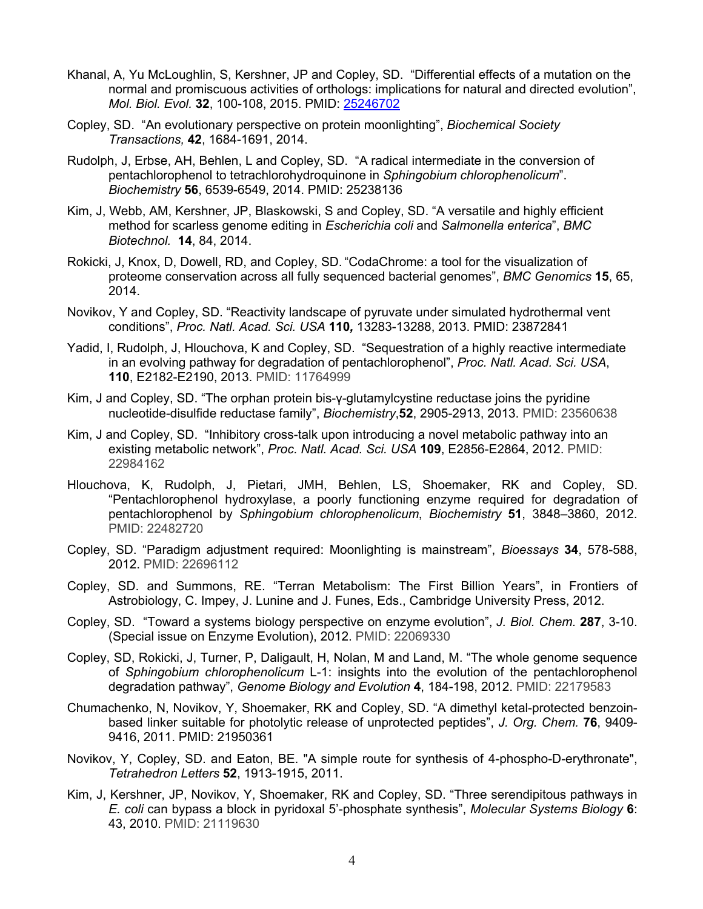Khanal, A, Yu McLoughlin, S, Kershner, JP and Copley, SD. "Differential effects of a mutation on the normal and promiscuous activities of orthologs: implications for natural and directed evolution", *Mol. Biol. Evol.* **32**, 100-108, 2015. PMID: 25246702

Copley, SD. "An evolutionary perspective on protein moonlighting", *Biochemical Society Transactions,* **42**, 1684-1691, 2014.

Rudolph, J, Erbse, AH, Behlen, L and Copley, SD. "A radical intermediate in the conversion of pentachlorophenol to tetrachlorohydroquinone in *Sphingobium chlorophenolicum*". *Biochemistry* **56**, 6539-6549, 2014. PMID: 25238136

Kim, J, Webb, AM, Kershner, JP, Blaskowski, S and Copley, SD. "A versatile and highly efficient method for scarless genome editing in *Escherichia coli* and *Salmonella enterica*", *BMC Biotechnol.* **14**, 84, 2014.

Rokicki, J, Knox, D, Dowell, RD, and Copley, SD. "CodaChrome: a tool for the visualization of proteome conservation across all fully sequenced bacterial genomes", *BMC Genomics* **15**, 65, 2014.

Novikov, Y and Copley, SD. "Reactivity landscape of pyruvate under simulated hydrothermal vent conditions", *Proc. Natl. Acad. Sci. USA* **110***,* 13283-13288, 2013. PMID: 23872841

Yadid, I, Rudolph, J, Hlouchova, K and Copley, SD. "Sequestration of a highly reactive intermediate in an evolving pathway for degradation of pentachlorophenol", *Proc. Natl. Acad. Sci. USA*, **110**, E2182-E2190, 2013. PMID: 11764999

Kim, J and Copley, SD. "The orphan protein bis-γ-glutamylcystine reductase joins the pyridine nucleotide-disulfide reductase family", *Biochemistry*,**52**, 2905-2913, 2013. PMID: 23560638

Kim, J and Copley, SD. "Inhibitory cross-talk upon introducing a novel metabolic pathway into an existing metabolic network", *Proc. Natl. Acad. Sci. USA* **109**, E2856-E2864, 2012. PMID: 22984162

Hlouchova, K, Rudolph, J, Pietari, JMH, Behlen, LS, Shoemaker, RK and Copley, SD. "Pentachlorophenol hydroxylase, a poorly functioning enzyme required for degradation of pentachlorophenol by *Sphingobium chlorophenolicum*, *Biochemistry* **51**, 3848–3860, 2012. PMID: 22482720

Copley, SD. "Paradigm adjustment required: Moonlighting is mainstream", *Bioessays* **34**, 578-588, 2012. PMID: 22696112

Copley, SD. and Summons, RE. "Terran Metabolism: The First Billion Years", in Frontiers of Astrobiology, C. Impey, J. Lunine and J. Funes, Eds., Cambridge University Press, 2012.

Copley, SD. "Toward a systems biology perspective on enzyme evolution", *J. Biol. Chem.* **287**, 3-10. (Special issue on Enzyme Evolution), 2012. PMID: 22069330

Copley, SD, Rokicki, J, Turner, P, Daligault, H, Nolan, M and Land, M. "The whole genome sequence of *Sphingobium chlorophenolicum* L-1: insights into the evolution of the pentachlorophenol degradation pathway", *Genome Biology and Evolution* **4**, 184-198, 2012. PMID: 22179583

Chumachenko, N, Novikov, Y, Shoemaker, RK and Copley, SD. "A dimethyl ketal-protected benzoin-based linker suitable for photolytic release of unprotected peptides", *J. Org. Chem.* **76**, 9409-9416, 2011. PMID: 21950361

Novikov, Y, Copley, SD. and Eaton, BE. "A simple route for synthesis of 4-phospho-D-erythronate", *Tetrahedron Letters* **52**, 1913-1915, 2011.

Kim, J, Kershner, JP, Novikov, Y, Shoemaker, RK and Copley, SD. "Three serendipitous pathways in *E. coli* can bypass a block in pyridoxal 5'-phosphate synthesis", *Molecular Systems Biology* **6**: 43, 2010. PMID: 21119630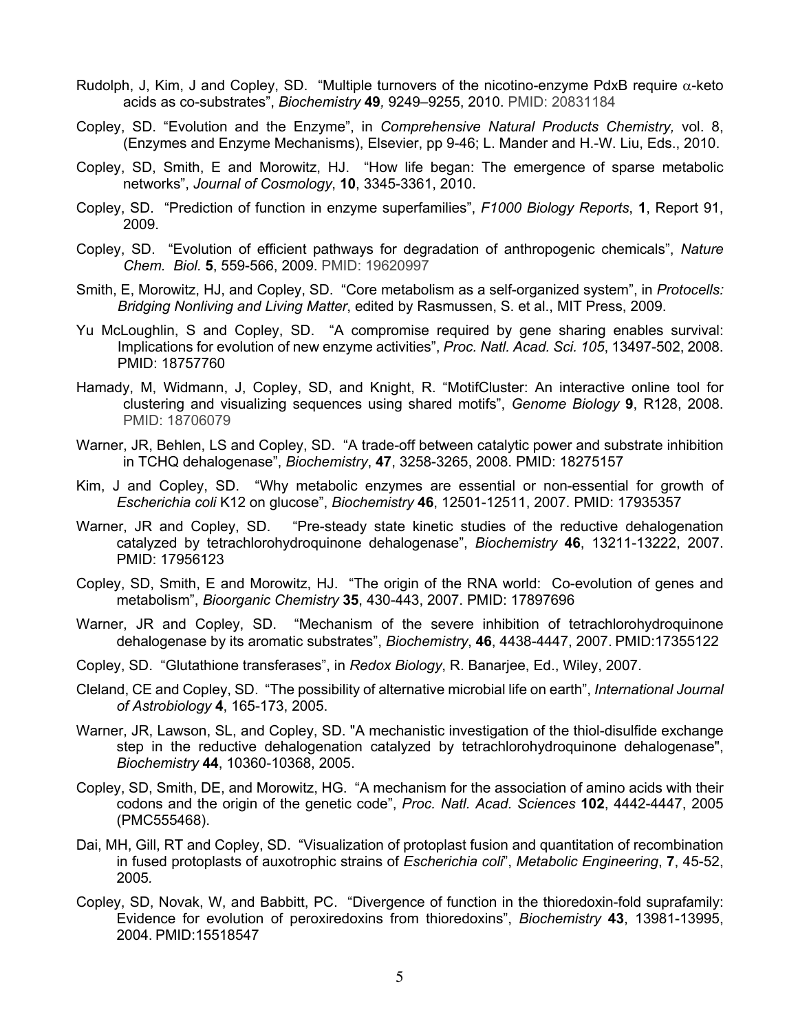Rudolph, J, Kim, J and Copley, SD. "Multiple turnovers of the nicotino-enzyme PdxB require $\alpha$-keto acids as co-substrates", *Biochemistry* **49**, 9249–9255, 2010. PMID: 20831184

Copley, SD. "Evolution and the Enzyme", in *Comprehensive Natural Products Chemistry,* vol. 8, (Enzymes and Enzyme Mechanisms), Elsevier, pp 9-46; L. Mander and H.-W. Liu, Eds., 2010.

Copley, SD, Smith, E and Morowitz, HJ. "How life began: The emergence of sparse metabolic networks", *Journal of Cosmology*, **10**, 3345-3361, 2010.

Copley, SD. "Prediction of function in enzyme superfamilies", *F1000 Biology Reports*, **1**, Report 91, 2009.

Copley, SD. "Evolution of efficient pathways for degradation of anthropogenic chemicals", *Nature Chem. Biol.* **5**, 559-566, 2009. PMID: 19620997

Smith, E, Morowitz, HJ, and Copley, SD. "Core metabolism as a self-organized system", in *Protocells: Bridging Nonliving and Living Matter*, edited by Rasmussen, S. et al., MIT Press, 2009.

Yu McLoughlin, S and Copley, SD. "A compromise required by gene sharing enables survival: Implications for evolution of new enzyme activities", *Proc. Natl. Acad. Sci. 105*, 13497-502, 2008. PMID: 18757760

Hamady, M, Widmann, J, Copley, SD, and Knight, R. "MotifCluster: An interactive online tool for clustering and visualizing sequences using shared motifs", *Genome Biology* **9**, R128, 2008. PMID: 18706079

Warner, JR, Behlen, LS and Copley, SD. "A trade-off between catalytic power and substrate inhibition in TCHQ dehalogenase", *Biochemistry*, **47**, 3258-3265, 2008. PMID: 18275157

Kim, J and Copley, SD. "Why metabolic enzymes are essential or non-essential for growth of *Escherichia coli* K12 on glucose", *Biochemistry* **46**, 12501-12511, 2007. PMID: 17935357

Warner, JR and Copley, SD. "Pre-steady state kinetic studies of the reductive dehalogenation catalyzed by tetrachlorohydroquinone dehalogenase", *Biochemistry* **46**, 13211-13222, 2007. PMID: 17956123

Copley, SD, Smith, E and Morowitz, HJ. "The origin of the RNA world: Co-evolution of genes and metabolism", *Bioorganic Chemistry* **35**, 430-443, 2007. PMID: 17897696

Warner, JR and Copley, SD. "Mechanism of the severe inhibition of tetrachlorohydroquinone dehalogenase by its aromatic substrates", *Biochemistry*, **46**, 4438-4447, 2007. PMID:17355122

Copley, SD. "Glutathione transferases", in *Redox Biology*, R. Banarjee, Ed., Wiley, 2007.

Cleland, CE and Copley, SD. "The possibility of alternative microbial life on earth", *International Journal of Astrobiology* **4**, 165-173, 2005.

Warner, JR, Lawson, SL, and Copley, SD. "A mechanistic investigation of the thiol-disulfide exchange step in the reductive dehalogenation catalyzed by tetrachlorohydroquinone dehalogenase", *Biochemistry* **44**, 10360-10368, 2005.

Copley, SD, Smith, DE, and Morowitz, HG. "A mechanism for the association of amino acids with their codons and the origin of the genetic code", *Proc. Natl. Acad. Sciences* **102**, 4442-4447, 2005 (PMC555468).

Dai, MH, Gill, RT and Copley, SD. "Visualization of protoplast fusion and quantitation of recombination in fused protoplasts of auxotrophic strains of *Escherichia coli*", *Metabolic Engineering*, **7**, 45-52, 2005.

Copley, SD, Novak, W, and Babbitt, PC. "Divergence of function in the thioredoxin-fold suprafamily: Evidence for evolution of peroxiredoxins from thioredoxins", *Biochemistry* **43**, 13981-13995, 2004. PMID:15518547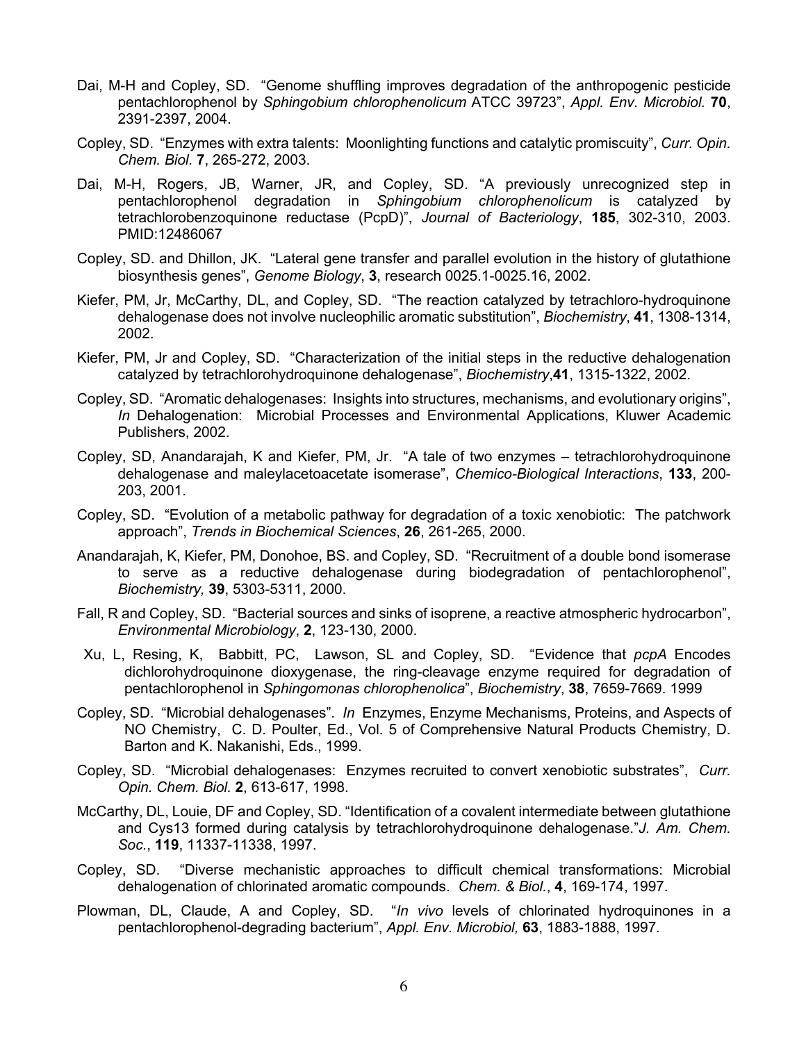Dai, M-H and Copley, SD. "Genome shuffling improves degradation of the anthropogenic pesticide pentachlorophenol by *Sphingobium chlorophenolicum* ATCC 39723", *Appl. Env. Microbiol.* **70**, 2391-2397, 2004.

Copley, SD. "Enzymes with extra talents: Moonlighting functions and catalytic promiscuity", *Curr. Opin. Chem. Biol.* **7**, 265-272, 2003.

Dai, M-H, Rogers, JB, Warner, JR, and Copley, SD. "A previously unrecognized step in pentachlorophenol degradation in *Sphingobium chlorophenolicum* is catalyzed by tetrachlorobenzoquinone reductase (PcpD)", *Journal of Bacteriology*, **185**, 302-310, 2003. PMID:12486067

Copley, SD. and Dhillon, JK. "Lateral gene transfer and parallel evolution in the history of glutathione biosynthesis genes", *Genome Biology*, **3**, research 0025.1-0025.16, 2002.

Kiefer, PM, Jr, McCarthy, DL, and Copley, SD. "The reaction catalyzed by tetrachloro-hydroquinone dehalogenase does not involve nucleophilic aromatic substitution", *Biochemistry*, **41**, 1308-1314, 2002.

Kiefer, PM, Jr and Copley, SD. "Characterization of the initial steps in the reductive dehalogenation catalyzed by tetrachlorohydroquinone dehalogenase", *Biochemistry*,**41**, 1315-1322, 2002.

Copley, SD. "Aromatic dehalogenases: Insights into structures, mechanisms, and evolutionary origins", *In* Dehalogenation: Microbial Processes and Environmental Applications, Kluwer Academic Publishers, 2002.

Copley, SD, Anandarajah, K and Kiefer, PM, Jr. "A tale of two enzymes – tetrachlorohydroquinone dehalogenase and maleylacetoacetate isomerase", *Chemico-Biological Interactions*, **133**, 200-203, 2001.

Copley, SD. "Evolution of a metabolic pathway for degradation of a toxic xenobiotic: The patchwork approach", *Trends in Biochemical Sciences*, **26**, 261-265, 2000.

Anandarajah, K, Kiefer, PM, Donohoe, BS. and Copley, SD. "Recruitment of a double bond isomerase to serve as a reductive dehalogenase during biodegradation of pentachlorophenol", *Biochemistry,* **39**, 5303-5311, 2000.

Fall, R and Copley, SD. "Bacterial sources and sinks of isoprene, a reactive atmospheric hydrocarbon", *Environmental Microbiology*, **2**, 123-130, 2000.

Xu, L, Resing, K, Babbitt, PC, Lawson, SL and Copley, SD. "Evidence that *pcpA* Encodes dichlorohydroquinone dioxygenase, the ring-cleavage enzyme required for degradation of pentachlorophenol in *Sphingomonas chlorophenolica*", *Biochemistry*, **38**, 7659-7669. 1999

Copley, SD. "Microbial dehalogenases". *In* Enzymes, Enzyme Mechanisms, Proteins, and Aspects of NO Chemistry, C. D. Poulter, Ed., Vol. 5 of Comprehensive Natural Products Chemistry, D. Barton and K. Nakanishi, Eds., 1999.

Copley, SD. "Microbial dehalogenases: Enzymes recruited to convert xenobiotic substrates", *Curr. Opin. Chem. Biol.* **2**, 613-617, 1998.

McCarthy, DL, Louie, DF and Copley, SD. "Identification of a covalent intermediate between glutathione and Cys13 formed during catalysis by tetrachlorohydroquinone dehalogenase."*J. Am. Chem. Soc.*, **119**, 11337-11338, 1997.

Copley, SD. "Diverse mechanistic approaches to difficult chemical transformations: Microbial dehalogenation of chlorinated aromatic compounds. *Chem. & Biol.*, **4**, 169-174, 1997.

Plowman, DL, Claude, A and Copley, SD. "*In vivo* levels of chlorinated hydroquinones in a pentachlorophenol-degrading bacterium", *Appl. Env. Microbiol,* **63**, 1883-1888, 1997.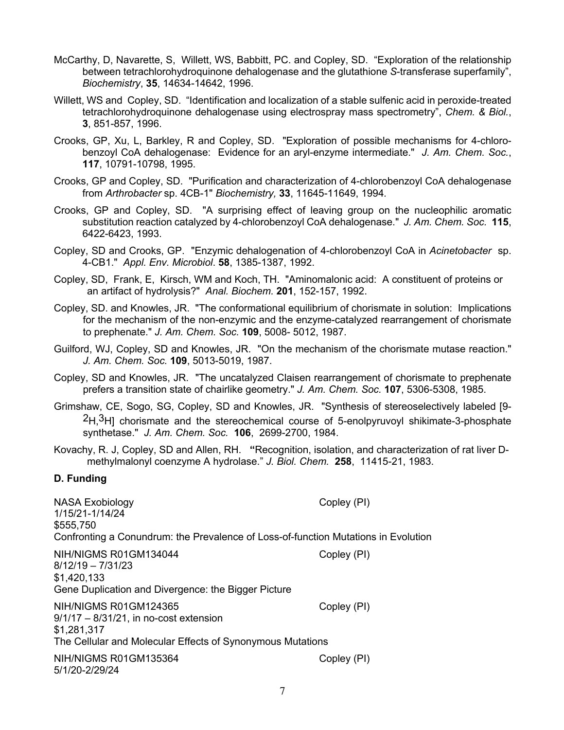McCarthy, D, Navarette, S, Willett, WS, Babbitt, PC. and Copley, SD. “Exploration of the relationship between tetrachlorohydroquinone dehalogenase and the glutathione *S*-transferase superfamily”, *Biochemistry*, **35**, 14634-14642, 1996.

Willett, WS and Copley, SD. “Identification and localization of a stable sulfenic acid in peroxide-treated tetrachlorohydroquinone dehalogenase using electrospray mass spectrometry”, *Chem. & Biol.*, **3**, 851-857, 1996.

Crooks, GP, Xu, L, Barkley, R and Copley, SD. "Exploration of possible mechanisms for 4-chlorobenzoyl CoA dehalogenase: Evidence for an aryl-enzyme intermediate." *J. Am. Chem. Soc.*, **117**, 10791-10798, 1995.

Crooks, GP and Copley, SD. "Purification and characterization of 4-chlorobenzoyl CoA dehalogenase from *Arthrobacter* sp. 4CB-1" *Biochemistry,* **33**, 11645-11649, 1994.

Crooks, GP and Copley, SD. "A surprising effect of leaving group on the nucleophilic aromatic substitution reaction catalyzed by 4-chlorobenzoyl CoA dehalogenase." *J. Am. Chem. Soc.* **115**, 6422-6423, 1993.

Copley, SD and Crooks, GP. "Enzymic dehalogenation of 4-chlorobenzoyl CoA in *Acinetobacter* sp. 4-CB1." *Appl. Env. Microbiol*. **58**, 1385-1387, 1992.

Copley, SD, Frank, E, Kirsch, WM and Koch, TH. "Aminomalonic acid: A constituent of proteins or an artifact of hydrolysis?" *Anal. Biochem.* **201**, 152-157, 1992.

Copley, SD. and Knowles, JR. "The conformational equilibrium of chorismate in solution: Implications for the mechanism of the non-enzymic and the enzyme-catalyzed rearrangement of chorismate to prephenate." *J. Am. Chem. Soc.* **109**, 5008- 5012, 1987.

Guilford, WJ, Copley, SD and Knowles, JR. "On the mechanism of the chorismate mutase reaction." *J. Am. Chem. Soc.* **109**, 5013-5019, 1987.

Copley, SD and Knowles, JR. "The uncatalyzed Claisen rearrangement of chorismate to prephenate prefers a transition state of chairlike geometry." *J. Am. Chem. Soc.* **107**, 5306-5308, 1985.

Grimshaw, CE, Sogo, SG, Copley, SD and Knowles, JR. "Synthesis of stereoselectively labeled [9-$^{2}H$,$^{3}H$] chorismate and the stereochemical course of 5-enolpyruvoyl shikimate-3-phosphate synthetase." *J. Am. Chem. Soc.* **106**, 2699-2700, 1984.

Kovachy, R. J, Copley, SD and Allen, RH. **“**Recognition, isolation, and characterization of rat liver D-methylmalonyl coenzyme A hydrolase.” *J. Biol. Chem.* **258**, 11415-21, 1983.

**D. Funding**

NASA Exobiology — Copley (PI)
1/15/21-1/14/24
$555,750
Confronting a Conundrum: the Prevalence of Loss-of-function Mutations in Evolution

NIH/NIGMS R01GM134044 — Copley (PI)
8/12/19 – 7/31/23
$1,420,133
Gene Duplication and Divergence: the Bigger Picture

NIH/NIGMS R01GM124365 — Copley (PI)
9/1/17 – 8/31/21, in no-cost extension
$1,281,317
The Cellular and Molecular Effects of Synonymous Mutations

NIH/NIGMS R01GM135364 — Copley (PI)
5/1/20-2/29/24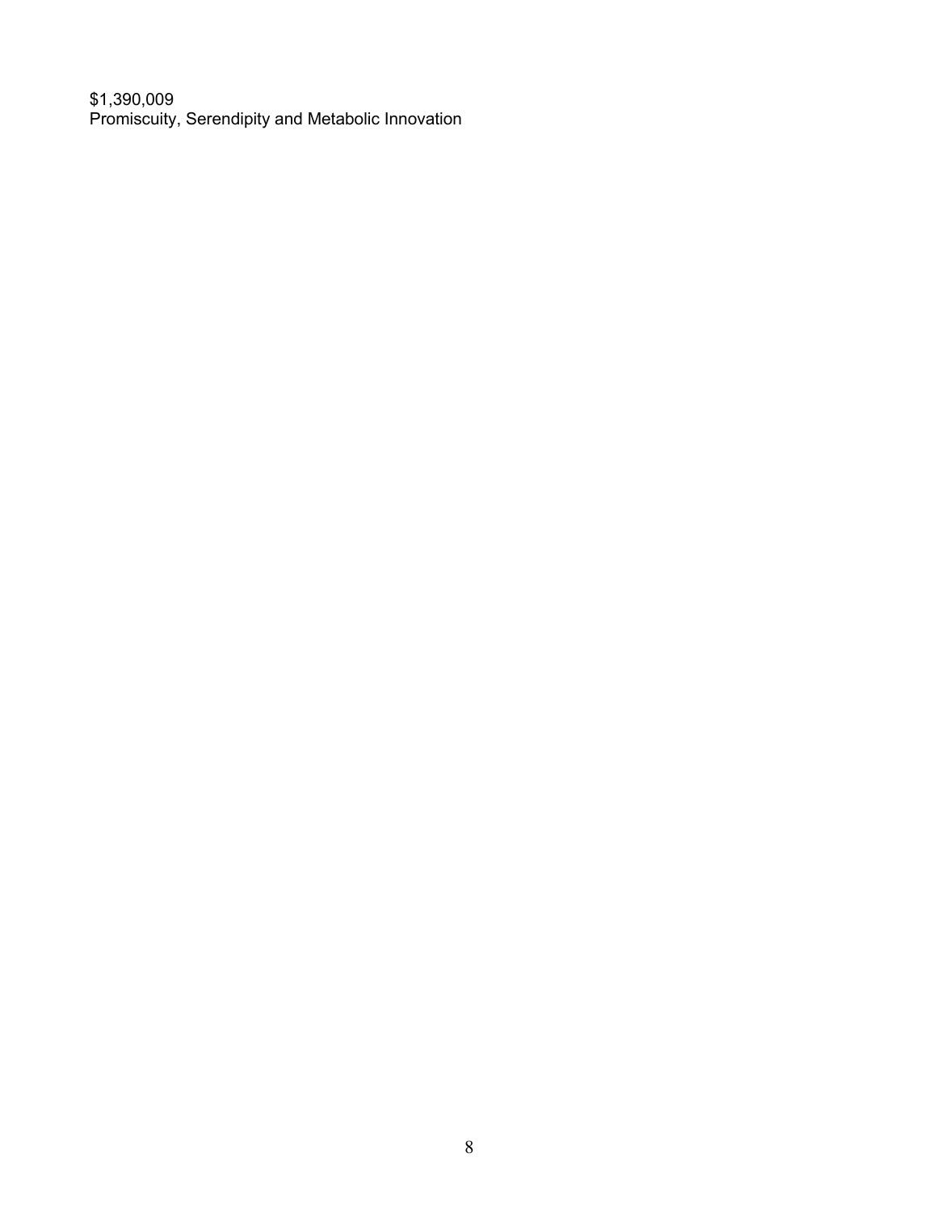$1,390,009
Promiscuity, Serendipity and Metabolic Innovation